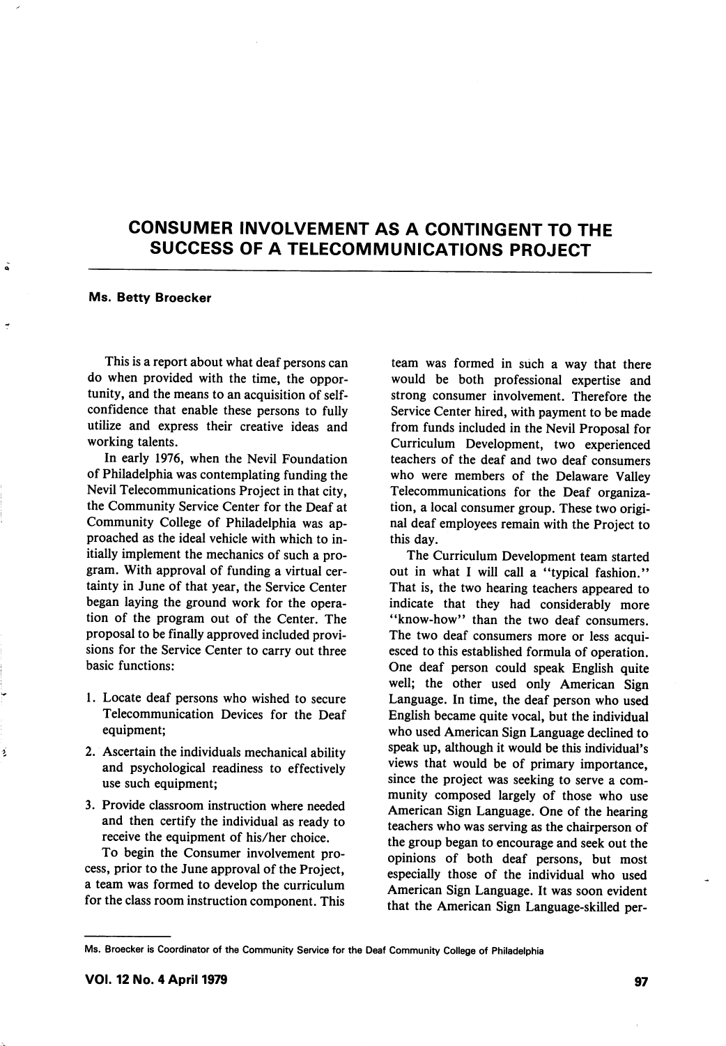# CONSUMER INVOLVEMENT AS A CONTINGENT TO THE SUCCESS OF A TELECOMMUNICATIONS PROJECT

**Ms. Betty Broecker**

This is a report about what deaf persons can do when provided with the time, the opportunity, and the means to an acquisition of self-confidence that enable these persons to fully utilize and express their creative ideas and working talents.

In early 1976, when the Nevil Foundation of Philadelphia was contemplating funding the Nevil Telecommunications Project in that city, the Community Service Center for the Deaf at Community College of Philadelphia was approached as the ideal vehicle with which to initially implement the mechanics of such a program. With approval of funding a virtual certainty in June of that year, the Service Center began laying the ground work for the operation of the program out of the Center. The proposal to be finally approved included provisions for the Service Center to carry out three basic functions:

1. Locate deaf persons who wished to secure Telecommunication Devices for the Deaf equipment;
2. Ascertain the individuals mechanical ability and psychological readiness to effectively use such equipment;
3. Provide classroom instruction where needed and then certify the individual as ready to receive the equipment of his/her choice.

To begin the Consumer involvement process, prior to the June approval of the Project, a team was formed to develop the curriculum for the class room instruction component. This team was formed in such a way that there would be both professional expertise and strong consumer involvement. Therefore the Service Center hired, with payment to be made from funds included in the Nevil Proposal for Curriculum Development, two experienced teachers of the deaf and two deaf consumers who were members of the Delaware Valley Telecommunications for the Deaf organization, a local consumer group. These two original deaf employees remain with the Project to this day.

The Curriculum Development team started out in what I will call a "typical fashion." That is, the two hearing teachers appeared to indicate that they had considerably more "know-how" than the two deaf consumers. The two deaf consumers more or less acquiesced to this established formula of operation. One deaf person could speak English quite well; the other used only American Sign Language. In time, the deaf person who used English became quite vocal, but the individual who used American Sign Language declined to speak up, although it would be this individual's views that would be of primary importance, since the project was seeking to serve a community composed largely of those who use American Sign Language. One of the hearing teachers who was serving as the chairperson of the group began to encourage and seek out the opinions of both deaf persons, but most especially those of the individual who used American Sign Language. It was soon evident that the American Sign Language-skilled per-

Ms. Broecker is Coordinator of the Community Service for the Deaf Community College of Philadelphia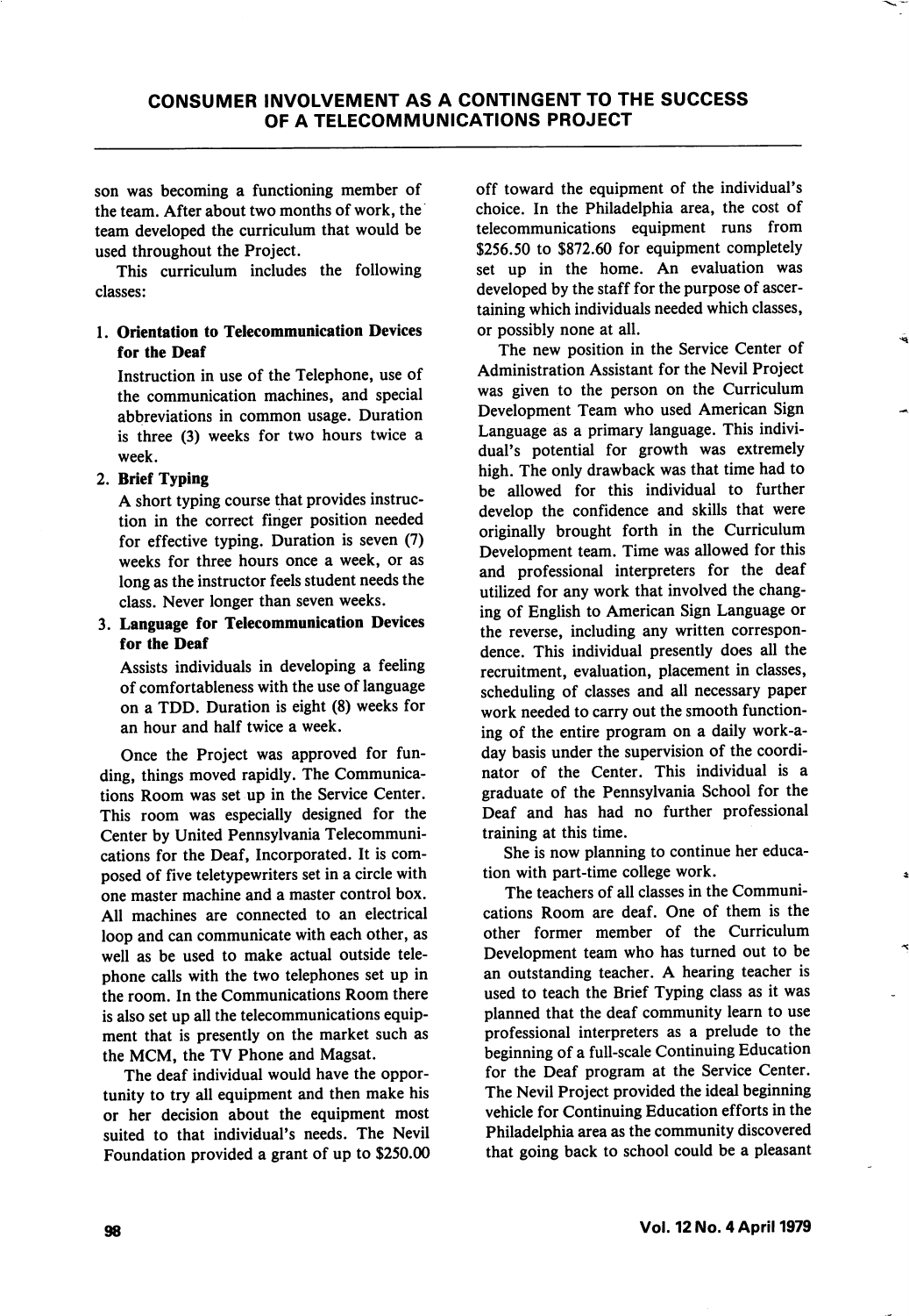son was becoming a functioning member of the team. After about two months of work, the team developed the curriculum that would be used throughout the Project.

This curriculum includes the following classes:

1. **Orientation to Telecommunication Devices for the Deaf**

   Instruction in use of the Telephone, use of the communication machines, and special abbreviations in common usage. Duration is three (3) weeks for two hours twice a week.

2. **Brief Typing**

   A short typing course that provides instruction in the correct finger position needed for effective typing. Duration is seven (7) weeks for three hours once a week, or as long as the instructor feels student needs the class. Never longer than seven weeks.

3. **Language for Telecommunication Devices for the Deaf**

   Assists individuals in developing a feeling of comfortableness with the use of language on a TDD. Duration is eight (8) weeks for an hour and half twice a week.

Once the Project was approved for funding, things moved rapidly. The Communications Room was set up in the Service Center. This room was especially designed for the Center by United Pennsylvania Telecommunications for the Deaf, Incorporated. It is composed of five teletypewriters set in a circle with one master machine and a master control box. All machines are connected to an electrical loop and can communicate with each other, as well as be used to make actual outside telephone calls with the two telephones set up in the room. In the Communications Room there is also set up all the telecommunications equipment that is presently on the market such as the MCM, the TV Phone and Magsat.

The deaf individual would have the opportunity to try all equipment and then make his or her decision about the equipment most suited to that individual's needs. The Nevil Foundation provided a grant of up to $250.00 off toward the equipment of the individual's choice. In the Philadelphia area, the cost of telecommunications equipment runs from $256.50 to $872.60 for equipment completely set up in the home. An evaluation was developed by the staff for the purpose of ascertaining which individuals needed which classes, or possibly none at all.

The new position in the Service Center of Administration Assistant for the Nevil Project was given to the person on the Curriculum Development Team who used American Sign Language as a primary language. This individual's potential for growth was extremely high. The only drawback was that time had to be allowed for this individual to further develop the confidence and skills that were originally brought forth in the Curriculum Development team. Time was allowed for this and professional interpreters for the deaf utilized for any work that involved the changing of English to American Sign Language or the reverse, including any written correspondence. This individual presently does all the recruitment, evaluation, placement in classes, scheduling of classes and all necessary paper work needed to carry out the smooth functioning of the entire program on a daily work-a-day basis under the supervision of the coordinator of the Center. This individual is a graduate of the Pennsylvania School for the Deaf and has had no further professional training at this time.

She is now planning to continue her education with part-time college work.

The teachers of all classes in the Communications Room are deaf. One of them is the other former member of the Curriculum Development team who has turned out to be an outstanding teacher. A hearing teacher is used to teach the Brief Typing class as it was planned that the deaf community learn to use professional interpreters as a prelude to the beginning of a full-scale Continuing Education for the Deaf program at the Service Center. The Nevil Project provided the ideal beginning vehicle for Continuing Education efforts in the Philadelphia area as the community discovered that going back to school could be a pleasant